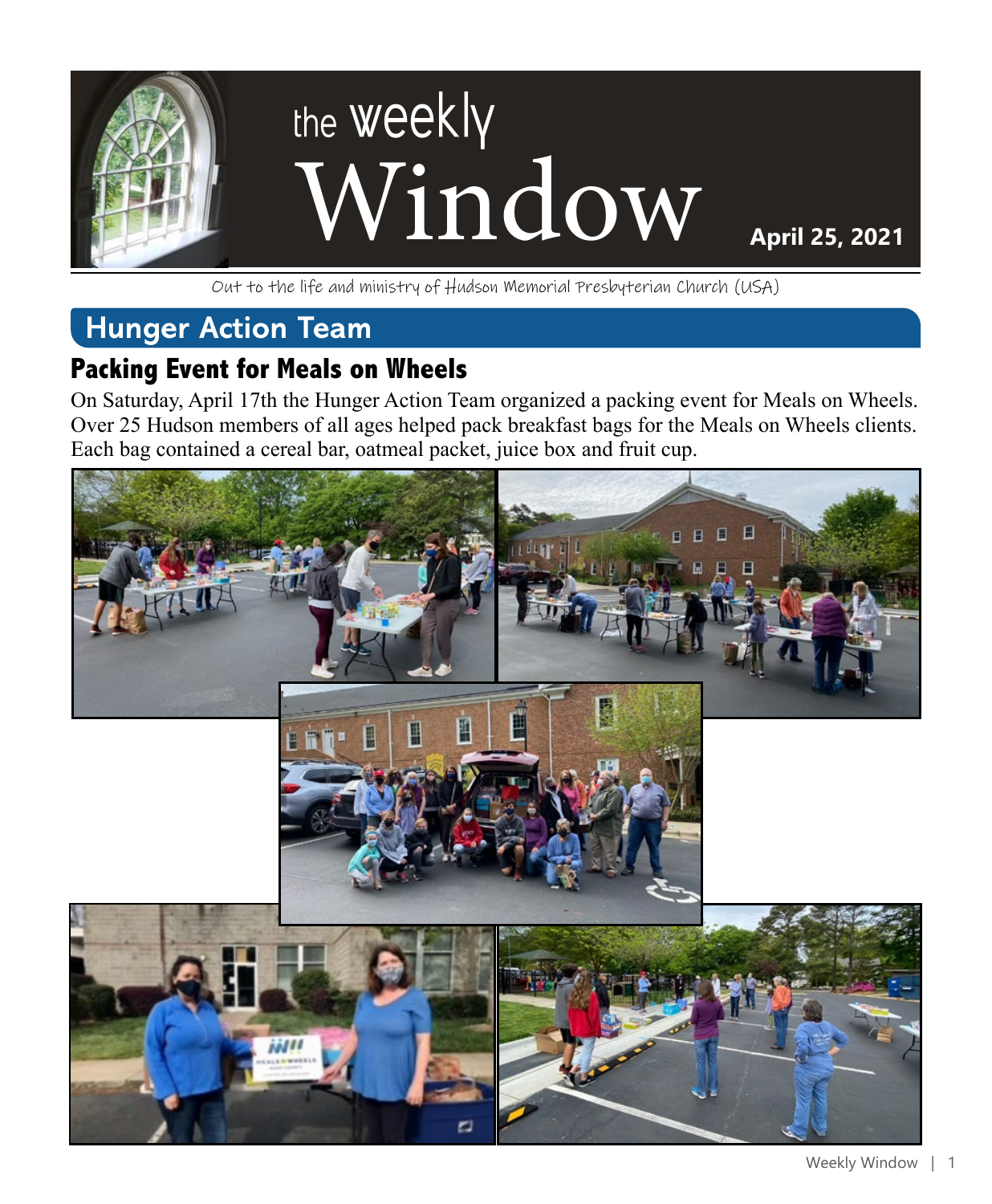# the weekly Window

**April 25, 2021**

Out to the life and ministry of Hudson Memorial Presbyterian Church (USA)

## Hunger Action Team

### Packing Event for Meals on Wheels

On Saturday, April 17th the Hunger Action Team organized a packing event for Meals on Wheels. Over 25 Hudson members of all ages helped pack breakfast bags for the Meals on Wheels clients. Each bag contained a cereal bar, oatmeal packet, juice box and fruit cup.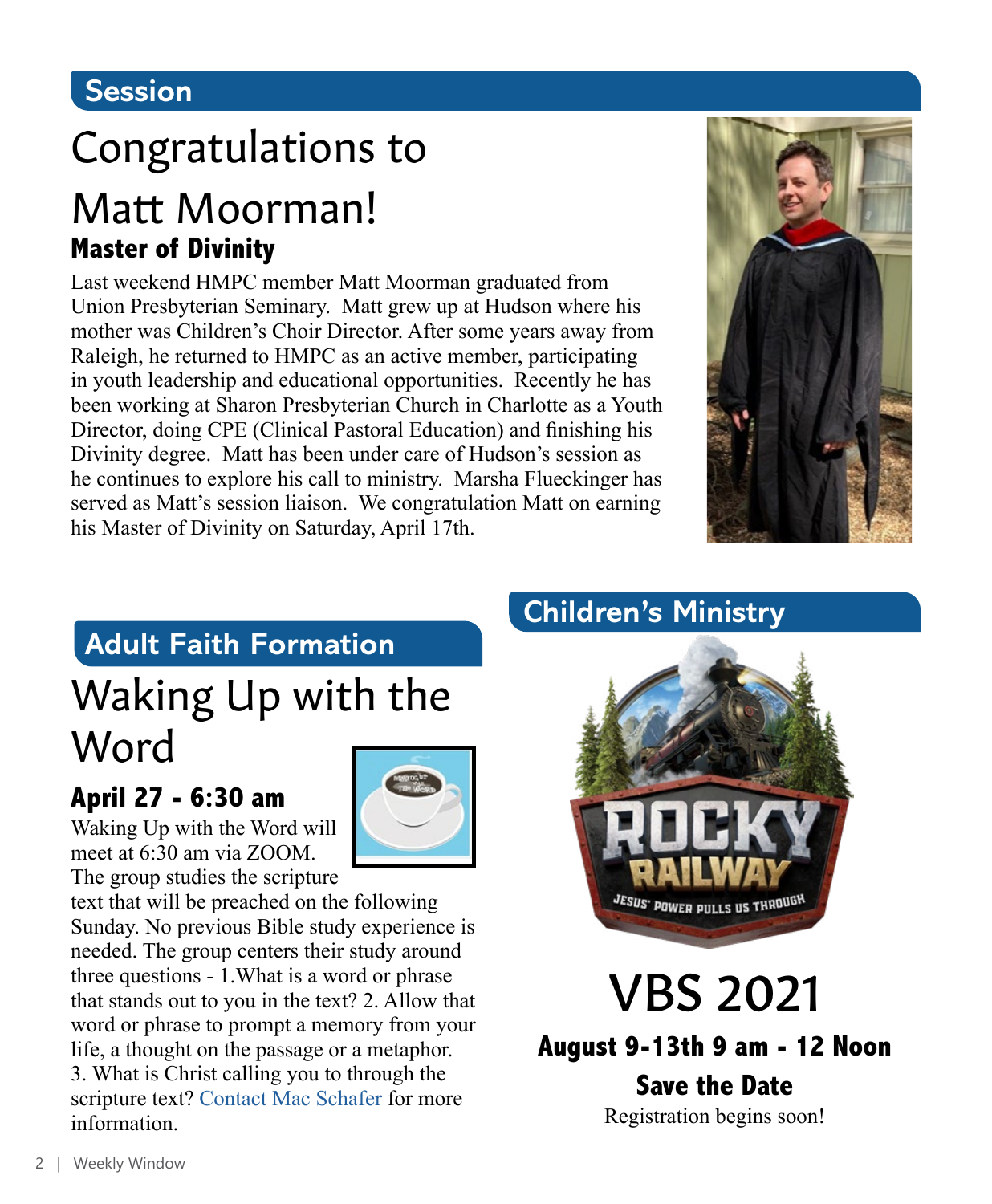## Session

# Congratulations to Matt Moorman!

### Master of Divinity

Last weekend HMPC member Matt Moorman graduated from Union Presbyterian Seminary. Matt grew up at Hudson where his mother was Children's Choir Director. After some years away from Raleigh, he returned to HMPC as an active member, participating in youth leadership and educational opportunities. Recently he has been working at Sharon Presbyterian Church in Charlotte as a Youth Director, doing CPE (Clinical Pastoral Education) and finishing his Divinity degree. Matt has been under care of Hudson's session as he continues to explore his call to ministry. Marsha Flueckinger has served as Matt's session liaison. We congratulation Matt on earning his Master of Divinity on Saturday, April 17th.

## Adult Faith Formation

# Waking Up with the Word

### April 27 - 6:30 am

Waking Up with the Word will meet at 6:30 am via ZOOM. The group studies the scripture text that will be preached on the following Sunday. No previous Bible study experience is needed. The group centers their study around three questions - 1.What is a word or phrase that stands out to you in the text? 2. Allow that word or phrase to prompt a memory from your life, a thought on the passage or a metaphor. 3. What is Christ calling you to through the scripture text? [Contact Mac Schafer] for more information.

## Children's Ministry

# VBS 2021

### August 9-13th 9 am - 12 Noon

### Save the Date

Registration begins soon!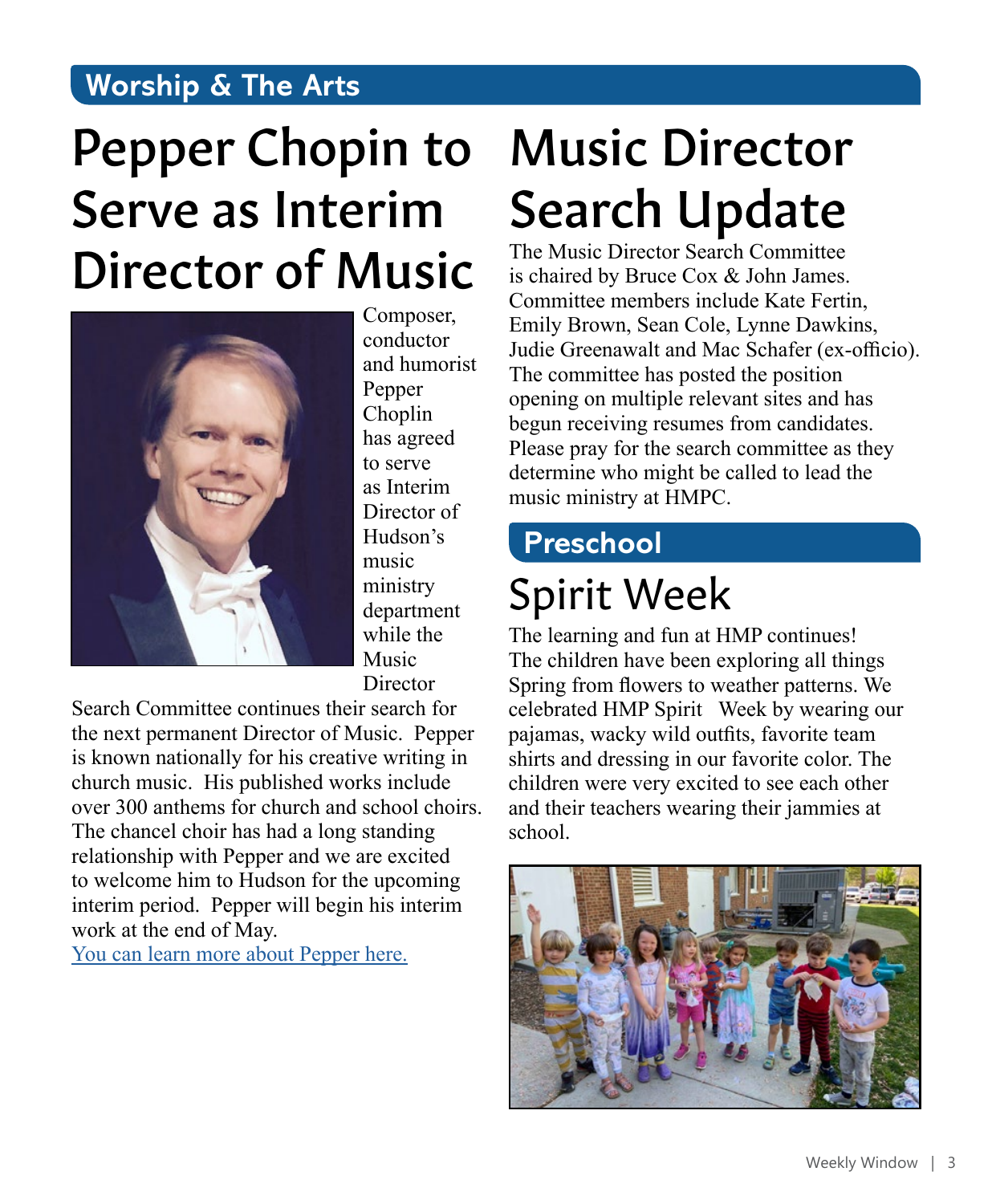## Worship & The Arts

# Pepper Chopin to Serve as Interim Director of Music

Composer, conductor and humorist Pepper Choplin has agreed to serve as Interim Director of Hudson's music ministry department while the Music Director Search Committee continues their search for the next permanent Director of Music. Pepper is known nationally for his creative writing in church music. His published works include over 300 anthems for church and school choirs. The chancel choir has had a long standing relationship with Pepper and we are excited to welcome him to Hudson for the upcoming interim period. Pepper will begin his interim work at the end of May.

You can learn more about Pepper here.

# Music Director Search Update

The Music Director Search Committee is chaired by Bruce Cox & John James. Committee members include Kate Fertin, Emily Brown, Sean Cole, Lynne Dawkins, Judie Greenawalt and Mac Schafer (ex-officio). The committee has posted the position opening on multiple relevant sites and has begun receiving resumes from candidates. Please pray for the search committee as they determine who might be called to lead the music ministry at HMPC.

## Preschool

# Spirit Week

The learning and fun at HMP continues! The children have been exploring all things Spring from flowers to weather patterns. We celebrated HMP Spirit Week by wearing our pajamas, wacky wild outfits, favorite team shirts and dressing in our favorite color. The children were very excited to see each other and their teachers wearing their jammies at school.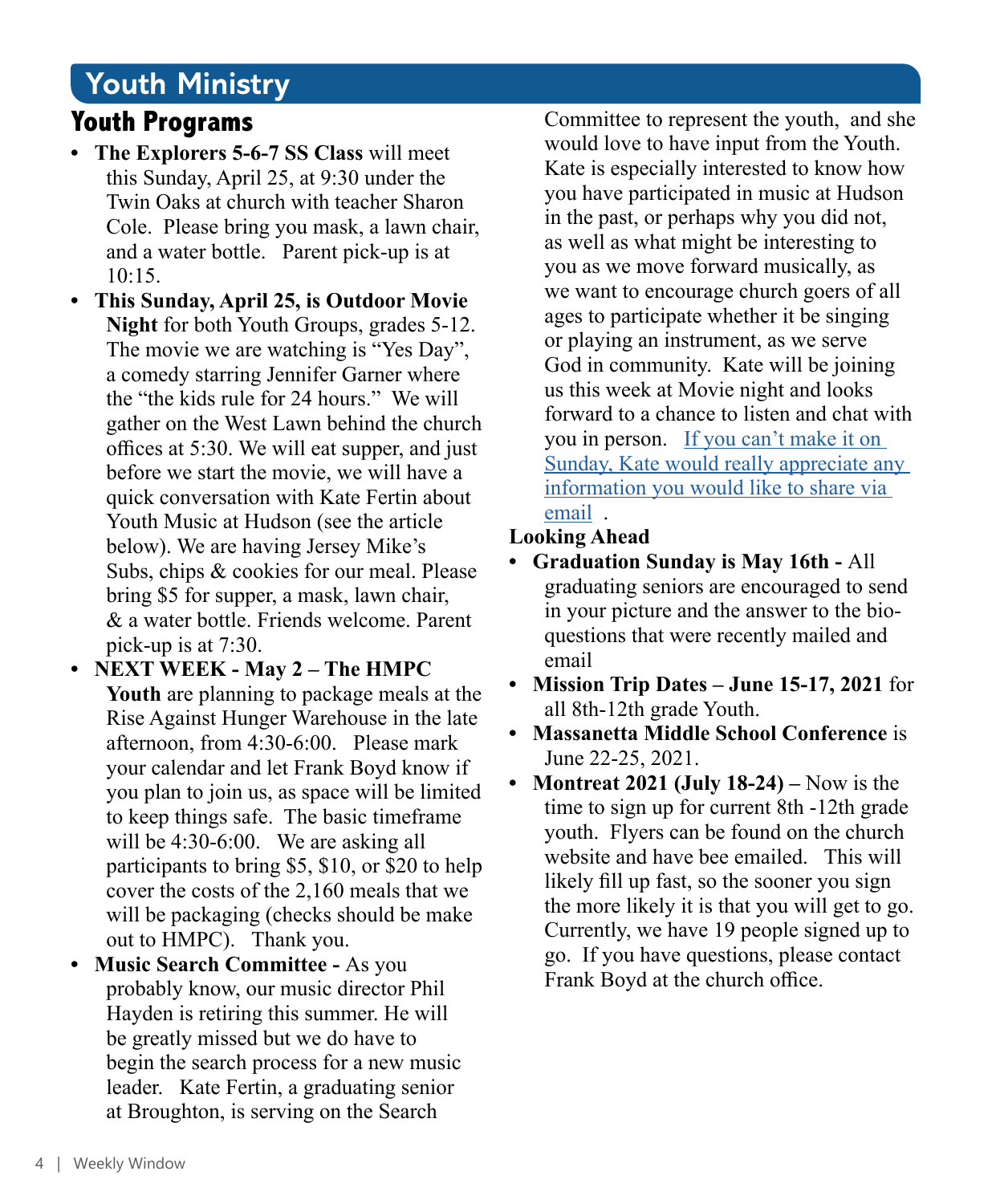# Youth Ministry

## Youth Programs

- **The Explorers 5-6-7 SS Class** will meet this Sunday, April 25, at 9:30 under the Twin Oaks at church with teacher Sharon Cole. Please bring you mask, a lawn chair, and a water bottle. Parent pick-up is at 10:15.
- **This Sunday, April 25, is Outdoor Movie Night** for both Youth Groups, grades 5-12. The movie we are watching is "Yes Day", a comedy starring Jennifer Garner where the "the kids rule for 24 hours." We will gather on the West Lawn behind the church offices at 5:30. We will eat supper, and just before we start the movie, we will have a quick conversation with Kate Fertin about Youth Music at Hudson (see the article below). We are having Jersey Mike's Subs, chips & cookies for our meal. Please bring $5 for supper, a mask, lawn chair, & a water bottle. Friends welcome. Parent pick-up is at 7:30.
- **NEXT WEEK - May 2 – The HMPC Youth** are planning to package meals at the Rise Against Hunger Warehouse in the late afternoon, from 4:30-6:00. Please mark your calendar and let Frank Boyd know if you plan to join us, as space will be limited to keep things safe. The basic timeframe will be 4:30-6:00. We are asking all participants to bring $5, $10, or $20 to help cover the costs of the 2,160 meals that we will be packaging (checks should be make out to HMPC). Thank you.
- **Music Search Committee -** As you probably know, our music director Phil Hayden is retiring this summer. He will be greatly missed but we do have to begin the search process for a new music leader. Kate Fertin, a graduating senior at Broughton, is serving on the Search Committee to represent the youth, and she would love to have input from the Youth. Kate is especially interested to know how you have participated in music at Hudson in the past, or perhaps why you did not, as well as what might be interesting to you as we move forward musically, as we want to encourage church goers of all ages to participate whether it be singing or playing an instrument, as we serve God in community. Kate will be joining us this week at Movie night and looks forward to a chance to listen and chat with you in person. If you can't make it on Sunday, Kate would really appreciate any information you would like to share via email .

**Looking Ahead**

- **Graduation Sunday is May 16th -** All graduating seniors are encouraged to send in your picture and the answer to the bio-questions that were recently mailed and email
- **Mission Trip Dates – June 15-17, 2021** for all 8th-12th grade Youth.
- **Massanetta Middle School Conference** is June 22-25, 2021.
- **Montreat 2021 (July 18-24) –** Now is the time to sign up for current 8th -12th grade youth. Flyers can be found on the church website and have bee emailed. This will likely fill up fast, so the sooner you sign the more likely it is that you will get to go. Currently, we have 19 people signed up to go. If you have questions, please contact Frank Boyd at the church office.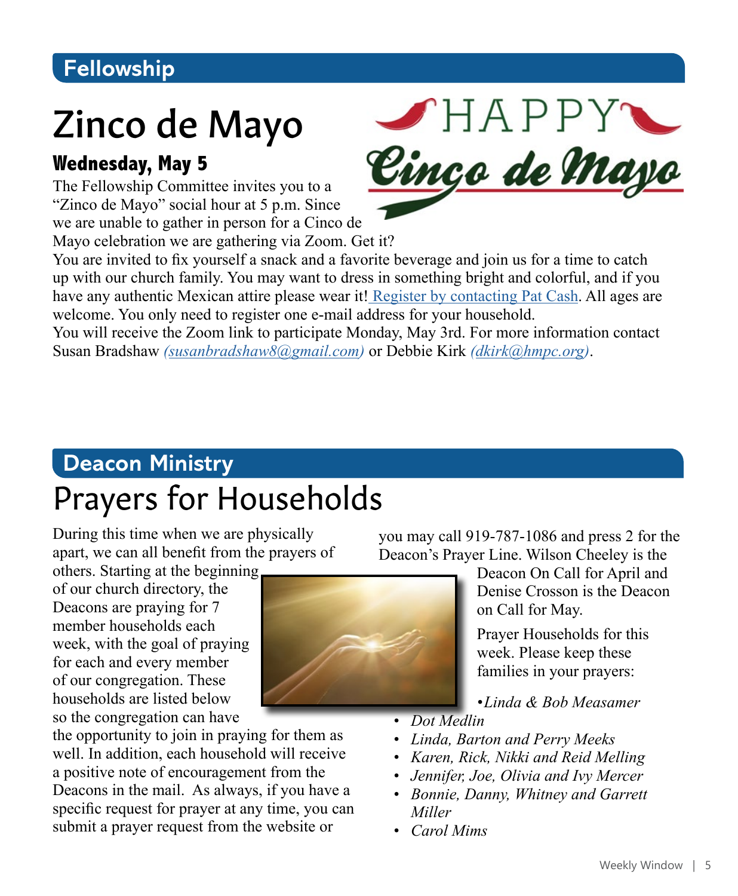## Fellowship

# Zinco de Mayo

### Wednesday, May 5

The Fellowship Committee invites you to a "Zinco de Mayo" social hour at 5 p.m. Since we are unable to gather in person for a Cinco de Mayo celebration we are gathering via Zoom. Get it?
You are invited to fix yourself a snack and a favorite beverage and join us for a time to catch up with our church family. You may want to dress in something bright and colorful, and if you have any authentic Mexican attire please wear it! Register by contacting Pat Cash. All ages are welcome. You only need to register one e-mail address for your household.
You will receive the Zoom link to participate Monday, May 3rd. For more information contact Susan Bradshaw *(susanbradshaw8@gmail.com)* or Debbie Kirk *(dkirk@hmpc.org)*.

## Deacon Ministry

# Prayers for Households

During this time when we are physically apart, we can all benefit from the prayers of others. Starting at the beginning of our church directory, the Deacons are praying for 7 member households each week, with the goal of praying for each and every member of our congregation. These households are listed below so the congregation can have the opportunity to join in praying for them as well. In addition, each household will receive a positive note of encouragement from the Deacons in the mail. As always, if you have a specific request for prayer at any time, you can submit a prayer request from the website or you may call 919-787-1086 and press 2 for the Deacon's Prayer Line. Wilson Cheeley is the Deacon On Call for April and Denise Crosson is the Deacon on Call for May.

Prayer Households for this week. Please keep these families in your prayers:

- *Linda & Bob Measamer*
- *Dot Medlin*
- *Linda, Barton and Perry Meeks*
- *Karen, Rick, Nikki and Reid Melling*
- *Jennifer, Joe, Olivia and Ivy Mercer*
- *Bonnie, Danny, Whitney and Garrett Miller*
- *Carol Mims*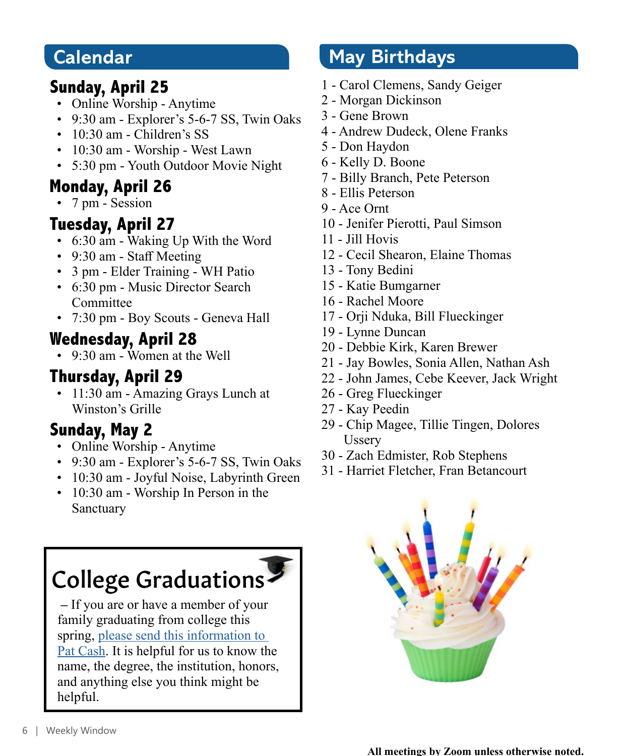## Calendar

### Sunday, April 25

- Online Worship - Anytime
- 9:30 am - Explorer's 5-6-7 SS, Twin Oaks
- 10:30 am - Children's SS
- 10:30 am - Worship - West Lawn
- 5:30 pm - Youth Outdoor Movie Night

### Monday, April 26

- 7 pm - Session

### Tuesday, April 27

- 6:30 am - Waking Up With the Word
- 9:30 am - Staff Meeting
- 3 pm - Elder Training - WH Patio
- 6:30 pm - Music Director Search Committee
- 7:30 pm - Boy Scouts - Geneva Hall

### Wednesday, April 28

- 9:30 am - Women at the Well

### Thursday, April 29

- 11:30 am - Amazing Grays Lunch at Winston's Grille

### Sunday, May 2

- Online Worship - Anytime
- 9:30 am - Explorer's 5-6-7 SS, Twin Oaks
- 10:30 am - Joyful Noise, Labyrinth Green
- 10:30 am - Worship In Person in the Sanctuary

## College Graduations

– If you are or have a member of your family graduating from college this spring, please send this information to Pat Cash. It is helpful for us to know the name, the degree, the institution, honors, and anything else you think might be helpful.

## May Birthdays

1 - Carol Clemens, Sandy Geiger
2 - Morgan Dickinson
3 - Gene Brown
4 - Andrew Dudeck, Olene Franks
5 - Don Haydon
6 - Kelly D. Boone
7 - Billy Branch, Pete Peterson
8 - Ellis Peterson
9 - Ace Ornt
10 - Jenifer Pierotti, Paul Simson
11 - Jill Hovis
12 - Cecil Shearon, Elaine Thomas
13 - Tony Bedini
15 - Katie Bumgarner
16 - Rachel Moore
17 - Orji Nduka, Bill Flueckinger
19 - Lynne Duncan
20 - Debbie Kirk, Karen Brewer
21 - Jay Bowles, Sonia Allen, Nathan Ash
22 - John James, Cebe Keever, Jack Wright
26 - Greg Flueckinger
27 - Kay Peedin
29 - Chip Magee, Tillie Tingen, Dolores Ussery
30 - Zach Edmister, Rob Stephens
31 - Harriet Fletcher, Fran Betancourt

**All meetings by Zoom unless otherwise noted.**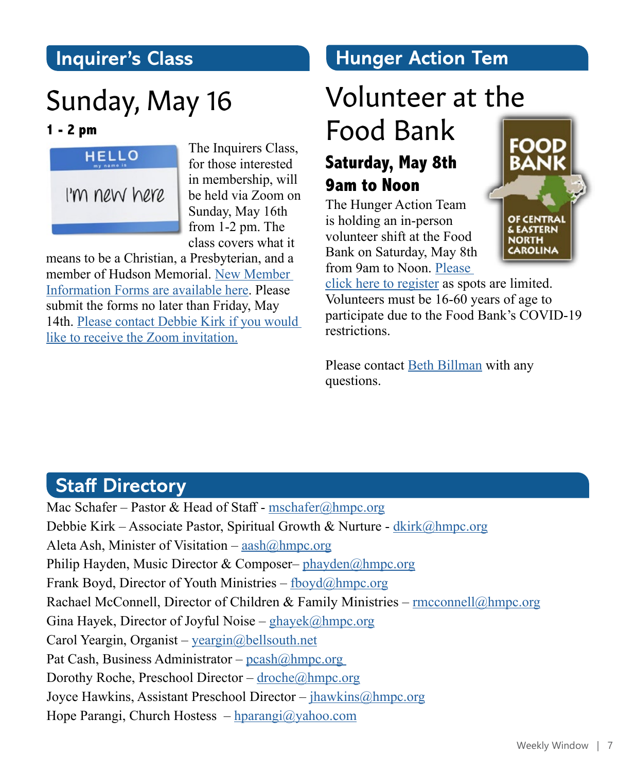## Inquirer's Class

# Sunday, May 16

**1 - 2 pm**

The Inquirers Class, for those interested in membership, will be held via Zoom on Sunday, May 16th from 1-2 pm. The class covers what it means to be a Christian, a Presbyterian, and a member of Hudson Memorial. New Member Information Forms are available here. Please submit the forms no later than Friday, May 14th. Please contact Debbie Kirk if you would like to receive the Zoom invitation.

## Hunger Action Tem

# Volunteer at the Food Bank

### Saturday, May 8th
### 9am to Noon

The Hunger Action Team is holding an in-person volunteer shift at the Food Bank on Saturday, May 8th from 9am to Noon. Please click here to register as spots are limited. Volunteers must be 16-60 years of age to participate due to the Food Bank's COVID-19 restrictions.

Please contact Beth Billman with any questions.

## Staff Directory

Mac Schafer – Pastor & Head of Staff - mschafer@hmpc.org
Debbie Kirk – Associate Pastor, Spiritual Growth & Nurture - dkirk@hmpc.org
Aleta Ash, Minister of Visitation – aash@hmpc.org
Philip Hayden, Music Director & Composer– phayden@hmpc.org
Frank Boyd, Director of Youth Ministries – fboyd@hmpc.org
Rachael McConnell, Director of Children & Family Ministries – rmcconnell@hmpc.org
Gina Hayek, Director of Joyful Noise – ghayek@hmpc.org
Carol Yeargin, Organist – yeargin@bellsouth.net
Pat Cash, Business Administrator – pcash@hmpc.org
Dorothy Roche, Preschool Director – droche@hmpc.org
Joyce Hawkins, Assistant Preschool Director – jhawkins@hmpc.org
Hope Parangi, Church Hostess – hparangi@yahoo.com